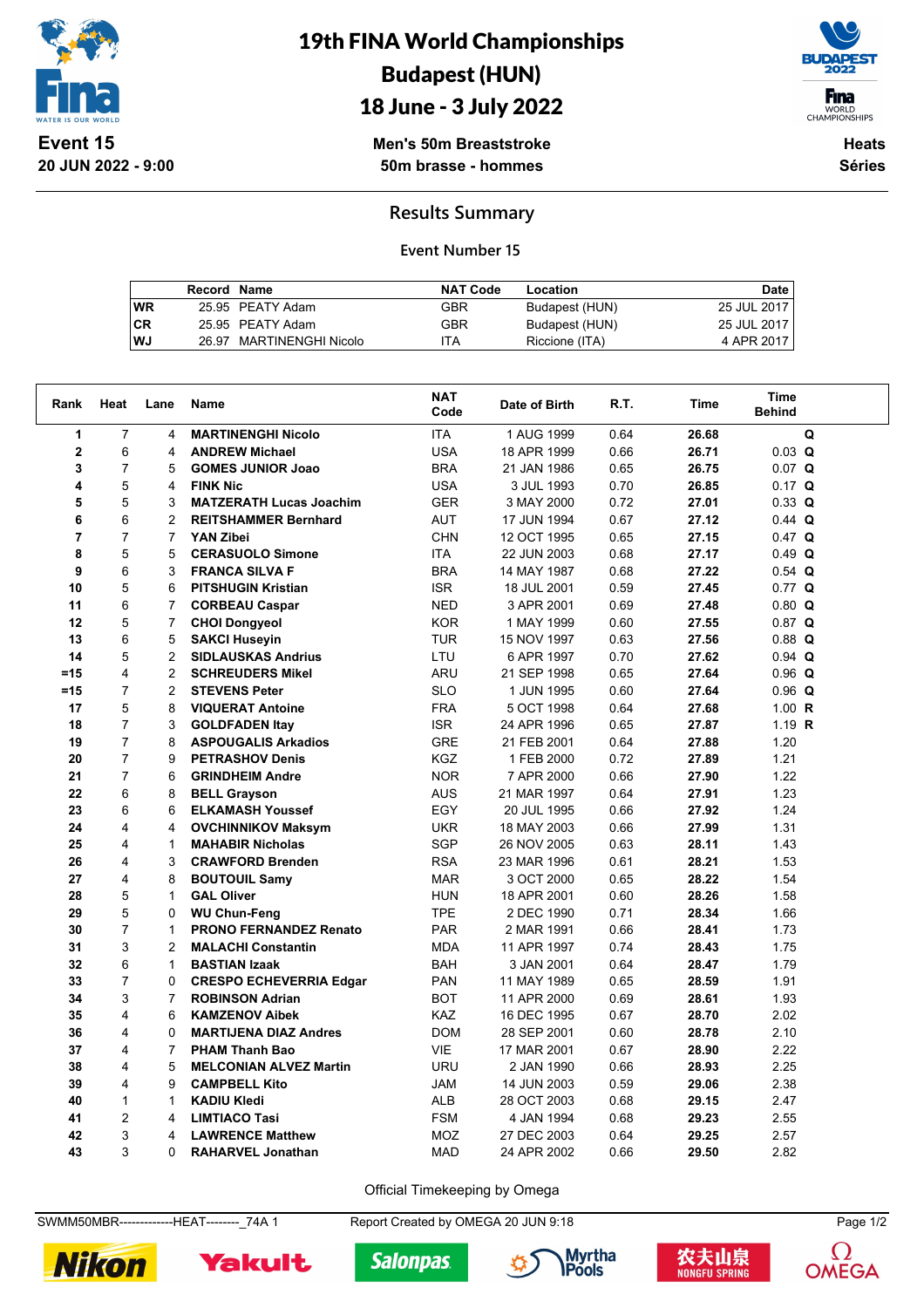# 19th FINA World Championships
## Budapest (HUN)
## 18 June - 3 July 2022

**Event 15**
**20 JUN 2022 - 9:00**

**Men's 50m Breaststroke**
**50m brasse - hommes**

**Heats**
**Séries**

## Results Summary

### Event Number 15

| | Record | Name | NAT Code | Location | Date |
|---|---|---|---|---|---|
| WR | 25.95 | PEATY Adam | GBR | Budapest (HUN) | 25 JUL 2017 |
| CR | 25.95 | PEATY Adam | GBR | Budapest (HUN) | 25 JUL 2017 |
| WJ | 26.97 | MARTINENGHI Nicolo | ITA | Riccione (ITA) | 4 APR 2017 |

| Rank | Heat | Lane | Name | NAT Code | Date of Birth | R.T. | Time | Time Behind | |
|---|---|---|---|---|---|---|---|---|---|
| 1 | 7 | 4 | **MARTINENGHI Nicolo** | ITA | 1 AUG 1999 | 0.64 | **26.68** | | **Q** |
| 2 | 6 | 4 | **ANDREW Michael** | USA | 18 APR 1999 | 0.66 | **26.71** | 0.03 | **Q** |
| 3 | 7 | 5 | **GOMES JUNIOR Joao** | BRA | 21 JAN 1986 | 0.65 | **26.75** | 0.07 | **Q** |
| 4 | 5 | 4 | **FINK Nic** | USA | 3 JUL 1993 | 0.70 | **26.85** | 0.17 | **Q** |
| 5 | 5 | 3 | **MATZERATH Lucas Joachim** | GER | 3 MAY 2000 | 0.72 | **27.01** | 0.33 | **Q** |
| 6 | 6 | 2 | **REITSHAMMER Bernhard** | AUT | 17 JUN 1994 | 0.67 | **27.12** | 0.44 | **Q** |
| 7 | 7 | 7 | **YAN Zibei** | CHN | 12 OCT 1995 | 0.65 | **27.15** | 0.47 | **Q** |
| 8 | 5 | 5 | **CERASUOLO Simone** | ITA | 22 JUN 2003 | 0.68 | **27.17** | 0.49 | **Q** |
| 9 | 6 | 3 | **FRANCA SILVA F** | BRA | 14 MAY 1987 | 0.68 | **27.22** | 0.54 | **Q** |
| 10 | 5 | 6 | **PITSHUGIN Kristian** | ISR | 18 JUL 2001 | 0.59 | **27.45** | 0.77 | **Q** |
| 11 | 6 | 7 | **CORBEAU Caspar** | NED | 3 APR 2001 | 0.69 | **27.48** | 0.80 | **Q** |
| 12 | 5 | 7 | **CHOI Dongyeol** | KOR | 1 MAY 1999 | 0.60 | **27.55** | 0.87 | **Q** |
| 13 | 6 | 5 | **SAKCI Huseyin** | TUR | 15 NOV 1997 | 0.63 | **27.56** | 0.88 | **Q** |
| 14 | 5 | 2 | **SIDLAUSKAS Andrius** | LTU | 6 APR 1997 | 0.70 | **27.62** | 0.94 | **Q** |
| =15 | 4 | 2 | **SCHREUDERS Mikel** | ARU | 21 SEP 1998 | 0.65 | **27.64** | 0.96 | **Q** |
| =15 | 7 | 2 | **STEVENS Peter** | SLO | 1 JUN 1995 | 0.60 | **27.64** | 0.96 | **Q** |
| 17 | 5 | 8 | **VIQUERAT Antoine** | FRA | 5 OCT 1998 | 0.64 | **27.68** | 1.00 | **R** |
| 18 | 7 | 3 | **GOLDFADEN Itay** | ISR | 24 APR 1996 | 0.65 | **27.87** | 1.19 | **R** |
| 19 | 7 | 8 | **ASPOUGALIS Arkadios** | GRE | 21 FEB 2001 | 0.64 | **27.88** | 1.20 | |
| 20 | 7 | 9 | **PETRASHOV Denis** | KGZ | 1 FEB 2000 | 0.72 | **27.89** | 1.21 | |
| 21 | 7 | 6 | **GRINDHEIM Andre** | NOR | 7 APR 2000 | 0.66 | **27.90** | 1.22 | |
| 22 | 6 | 8 | **BELL Grayson** | AUS | 21 MAR 1997 | 0.64 | **27.91** | 1.23 | |
| 23 | 6 | 6 | **ELKAMASH Youssef** | EGY | 20 JUL 1995 | 0.66 | **27.92** | 1.24 | |
| 24 | 4 | 4 | **OVCHINNIKOV Maksym** | UKR | 18 MAY 2003 | 0.66 | **27.99** | 1.31 | |
| 25 | 4 | 1 | **MAHABIR Nicholas** | SGP | 26 NOV 2005 | 0.63 | **28.11** | 1.43 | |
| 26 | 4 | 3 | **CRAWFORD Brenden** | RSA | 23 MAR 1996 | 0.61 | **28.21** | 1.53 | |
| 27 | 4 | 8 | **BOUTOUIL Samy** | MAR | 3 OCT 2000 | 0.65 | **28.22** | 1.54 | |
| 28 | 5 | 1 | **GAL Oliver** | HUN | 18 APR 2001 | 0.60 | **28.26** | 1.58 | |
| 29 | 5 | 0 | **WU Chun-Feng** | TPE | 2 DEC 1990 | 0.71 | **28.34** | 1.66 | |
| 30 | 7 | 1 | **PRONO FERNANDEZ Renato** | PAR | 2 MAR 1991 | 0.66 | **28.41** | 1.73 | |
| 31 | 3 | 2 | **MALACHI Constantin** | MDA | 11 APR 1997 | 0.74 | **28.43** | 1.75 | |
| 32 | 6 | 1 | **BASTIAN Izaak** | BAH | 3 JAN 2001 | 0.64 | **28.47** | 1.79 | |
| 33 | 7 | 0 | **CRESPO ECHEVERRIA Edgar** | PAN | 11 MAY 1989 | 0.65 | **28.59** | 1.91 | |
| 34 | 3 | 7 | **ROBINSON Adrian** | BOT | 11 APR 2000 | 0.69 | **28.61** | 1.93 | |
| 35 | 4 | 6 | **KAMZENOV Aibek** | KAZ | 16 DEC 1995 | 0.67 | **28.70** | 2.02 | |
| 36 | 4 | 0 | **MARTIJENA DIAZ Andres** | DOM | 28 SEP 2001 | 0.60 | **28.78** | 2.10 | |
| 37 | 4 | 7 | **PHAM Thanh Bao** | VIE | 17 MAR 2001 | 0.67 | **28.90** | 2.22 | |
| 38 | 4 | 5 | **MELCONIAN ALVEZ Martin** | URU | 2 JAN 1990 | 0.66 | **28.93** | 2.25 | |
| 39 | 4 | 9 | **CAMPBELL Kito** | JAM | 14 JUN 2003 | 0.59 | **29.06** | 2.38 | |
| 40 | 1 | 1 | **KADIU Kledi** | ALB | 28 OCT 2003 | 0.68 | **29.15** | 2.47 | |
| 41 | 2 | 4 | **LIMTIACO Tasi** | FSM | 4 JAN 1994 | 0.68 | **29.23** | 2.55 | |
| 42 | 3 | 4 | **LAWRENCE Matthew** | MOZ | 27 DEC 2003 | 0.64 | **29.25** | 2.57 | |
| 43 | 3 | 0 | **RAHARVEL Jonathan** | MAD | 24 APR 2002 | 0.66 | **29.50** | 2.82 | |

Official Timekeeping by Omega

SWMM50MBR-------------HEAT--------_74A 1 Report Created by OMEGA 20 JUN 9:18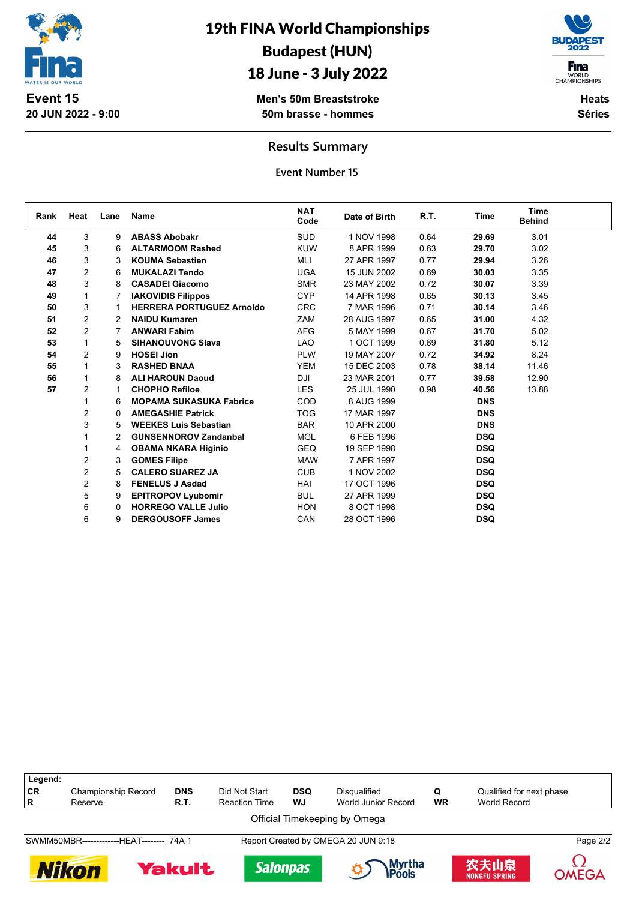# 19th FINA World Championships
## Budapest (HUN)
## 18 June - 3 July 2022

**Event 15**
**20 JUN 2022 - 9:00**

**Men's 50m Breaststroke**
**50m brasse - hommes**

**Heats**
**Séries**

### Results Summary

**Event Number 15**

| Rank | Heat | Lane | Name | NAT Code | Date of Birth | R.T. | Time | Time Behind |
|---|---|---|---|---|---|---|---|---|
| **44** | 3 | 9 | **ABASS Abobakr** | SUD | 1 NOV 1998 | 0.64 | **29.69** | 3.01 |
| **45** | 3 | 6 | **ALTARMOOM Rashed** | KUW | 8 APR 1999 | 0.63 | **29.70** | 3.02 |
| **46** | 3 | 3 | **KOUMA Sebastien** | MLI | 27 APR 1997 | 0.77 | **29.94** | 3.26 |
| **47** | 2 | 6 | **MUKALAZI Tendo** | UGA | 15 JUN 2002 | 0.69 | **30.03** | 3.35 |
| **48** | 3 | 8 | **CASADEI Giacomo** | SMR | 23 MAY 2002 | 0.72 | **30.07** | 3.39 |
| **49** | 1 | 7 | **IAKOVIDIS Filippos** | CYP | 14 APR 1998 | 0.65 | **30.13** | 3.45 |
| **50** | 3 | 1 | **HERRERA PORTUGUEZ Arnoldo** | CRC | 7 MAR 1996 | 0.71 | **30.14** | 3.46 |
| **51** | 2 | 2 | **NAIDU Kumaren** | ZAM | 28 AUG 1997 | 0.65 | **31.00** | 4.32 |
| **52** | 2 | 7 | **ANWARI Fahim** | AFG | 5 MAY 1999 | 0.67 | **31.70** | 5.02 |
| **53** | 1 | 5 | **SIHANOUVONG Slava** | LAO | 1 OCT 1999 | 0.69 | **31.80** | 5.12 |
| **54** | 2 | 9 | **HOSEI Jion** | PLW | 19 MAY 2007 | 0.72 | **34.92** | 8.24 |
| **55** | 1 | 3 | **RASHED BNAA** | YEM | 15 DEC 2003 | 0.78 | **38.14** | 11.46 |
| **56** | 1 | 8 | **ALI HAROUN Daoud** | DJI | 23 MAR 2001 | 0.77 | **39.58** | 12.90 |
| **57** | 2 | 1 | **CHOPHO Refiloe** | LES | 25 JUL 1990 | 0.98 | **40.56** | 13.88 |
| | 1 | 6 | **MOPAMA SUKASUKA Fabrice** | COD | 8 AUG 1999 | | **DNS** | |
| | 2 | 0 | **AMEGASHIE Patrick** | TOG | 17 MAR 1997 | | **DNS** | |
| | 3 | 5 | **WEEKES Luis Sebastian** | BAR | 10 APR 2000 | | **DNS** | |
| | 1 | 2 | **GUNSENNOROV Zandanbal** | MGL | 6 FEB 1996 | | **DSQ** | |
| | 1 | 4 | **OBAMA NKARA Higinio** | GEQ | 19 SEP 1998 | | **DSQ** | |
| | 2 | 3 | **GOMES Filipe** | MAW | 7 APR 1997 | | **DSQ** | |
| | 2 | 5 | **CALERO SUAREZ JA** | CUB | 1 NOV 2002 | | **DSQ** | |
| | 2 | 8 | **FENELUS J Asdad** | HAI | 17 OCT 1996 | | **DSQ** | |
| | 5 | 9 | **EPITROPOV Lyubomir** | BUL | 27 APR 1999 | | **DSQ** | |
| | 6 | 0 | **HORREGO VALLE Julio** | HON | 8 OCT 1998 | | **DSQ** | |
| | 6 | 9 | **DERGOUSOFF James** | CAN | 28 OCT 1996 | | **DSQ** | |

**Legend:**

| | | | | | | | |
|---|---|---|---|---|---|---|---|
| **CR** | Championship Record | **DNS** | Did Not Start | **DSQ** | Disqualified | **Q** | Qualified for next phase |
| **R** | Reserve | **R.T.** | Reaction Time | **WJ** | World Junior Record | **WR** | World Record |

Official Timekeeping by Omega

SWMM50MBR--------------HEAT--------_74A 1 &nbsp;&nbsp; Report Created by OMEGA 20 JUN 9:18